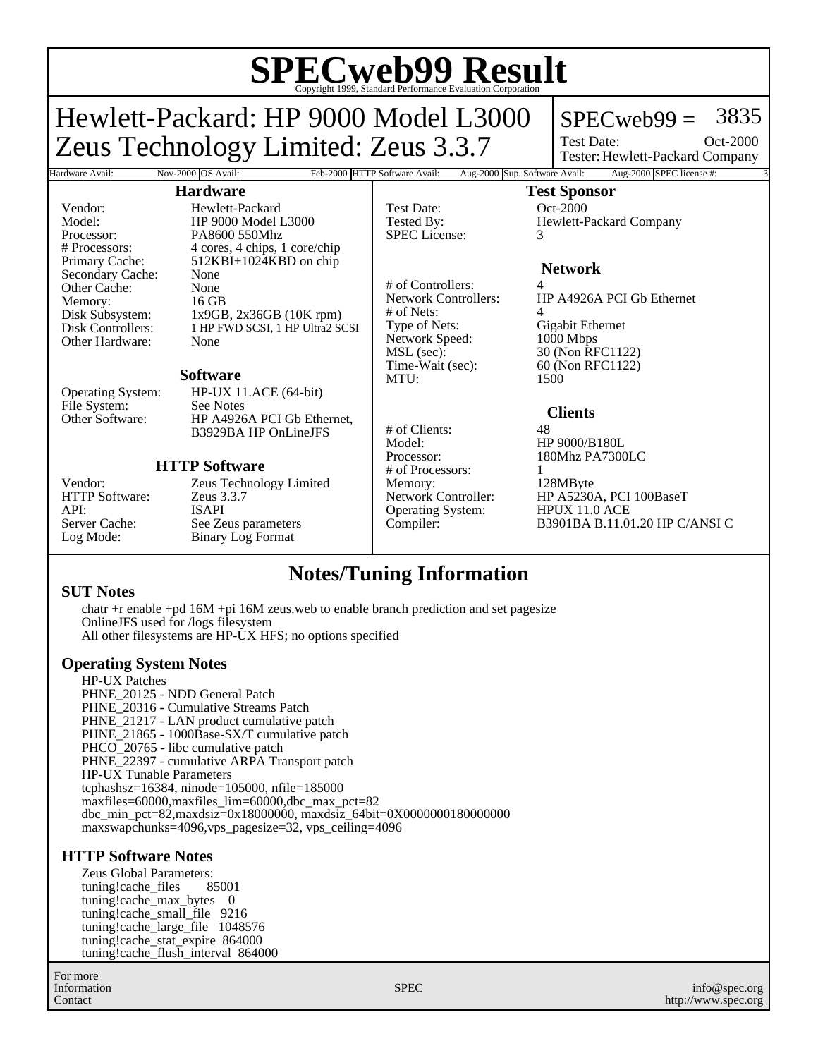# SPECweb99 Result

Copyright 1999, Standard Performance Evaluation Corporation

## Hewlett-Packard: HP 9000 Model L3000
## Zeus Technology Limited: Zeus 3.3.7

SPECweb99 = 3835

Test Date: Oct-2000
Tester: Hewlett-Packard Company

| Hardware Avail: | Nov-2000 | OS Avail: | Feb-2000 | HTTP Software Avail: | Aug-2000 | Sup. Software Avail: | Aug-2000 | SPEC license #: | 3 |
|---|---|---|---|---|---|---|---|---|---|

### Hardware

| | |
|---|---|
| Vendor: | Hewlett-Packard |
| Model: | HP 9000 Model L3000 |
| Processor: | PA8600 550Mhz |
| # Processors: | 4 cores, 4 chips, 1 core/chip |
| Primary Cache: | 512KBI+1024KBD on chip |
| Secondary Cache: | None |
| Other Cache: | None |
| Memory: | 16 GB |
| Disk Subsystem: | 1x9GB, 2x36GB (10K rpm) |
| Disk Controllers: | 1 HP FWD SCSI, 1 HP Ultra2 SCSI |
| Other Hardware: | None |

### Software

| | |
|---|---|
| Operating System: | HP-UX 11.ACE (64-bit) |
| File System: | See Notes |
| Other Software: | HP A4926A PCI Gb Ethernet, B3929BA HP OnLineJFS |

### HTTP Software

| | |
|---|---|
| Vendor: | Zeus Technology Limited |
| HTTP Software: | Zeus 3.3.7 |
| API: | ISAPI |
| Server Cache: | See Zeus parameters |
| Log Mode: | Binary Log Format |

### Test Sponsor

| | |
|---|---|
| Test Date: | Oct-2000 |
| Tested By: | Hewlett-Packard Company |
| SPEC License: | 3 |

### Network

| | |
|---|---|
| # of Controllers: | 4 |
| Network Controllers: | HP A4926A PCI Gb Ethernet |
| # of Nets: | 4 |
| Type of Nets: | Gigabit Ethernet |
| Network Speed: | 1000 Mbps |
| MSL (sec): | 30 (Non RFC1122) |
| Time-Wait (sec): | 60 (Non RFC1122) |
| MTU: | 1500 |

### Clients

| | |
|---|---|
| # of Clients: | 48 |
| Model: | HP 9000/B180L |
| Processor: | 180Mhz PA7300LC |
| # of Processors: | 1 |
| Memory: | 128MByte |
| Network Controller: | HP A5230A, PCI 100BaseT |
| Operating System: | HPUX 11.0 ACE |
| Compiler: | B3901BA B.11.01.20 HP C/ANSI C |

## Notes/Tuning Information

### SUT Notes

chatr +r enable +pd 16M +pi 16M zeus.web to enable branch prediction and set pagesize
OnlineJFS used for /logs filesystem
All other filesystems are HP-UX HFS; no options specified

### Operating System Notes

HP-UX Patches
PHNE_20125 - NDD General Patch
PHNE_20316 - Cumulative Streams Patch
PHNE_21217 - LAN product cumulative patch
PHNE_21865 - 1000Base-SX/T cumulative patch
PHCO_20765 - libc cumulative patch
PHNE_22397 - cumulative ARPA Transport patch
HP-UX Tunable Parameters
tcphashsz=16384, ninode=105000, nfile=185000
maxfiles=60000,maxfiles_lim=60000,dbc_max_pct=82
dbc_min_pct=82,maxdsiz=0x18000000, maxdsiz_64bit=0X0000000180000000
maxswapchunks=4096,vps_pagesize=32, vps_ceiling=4096

### HTTP Software Notes

Zeus Global Parameters:
tuning!cache_files 85001
tuning!cache_max_bytes 0
tuning!cache_small_file 9216
tuning!cache_large_file 1048576
tuning!cache_stat_expire 864000
tuning!cache_flush_interval 864000

For more Information Contact: SPEC — info@spec.org — http://www.spec.org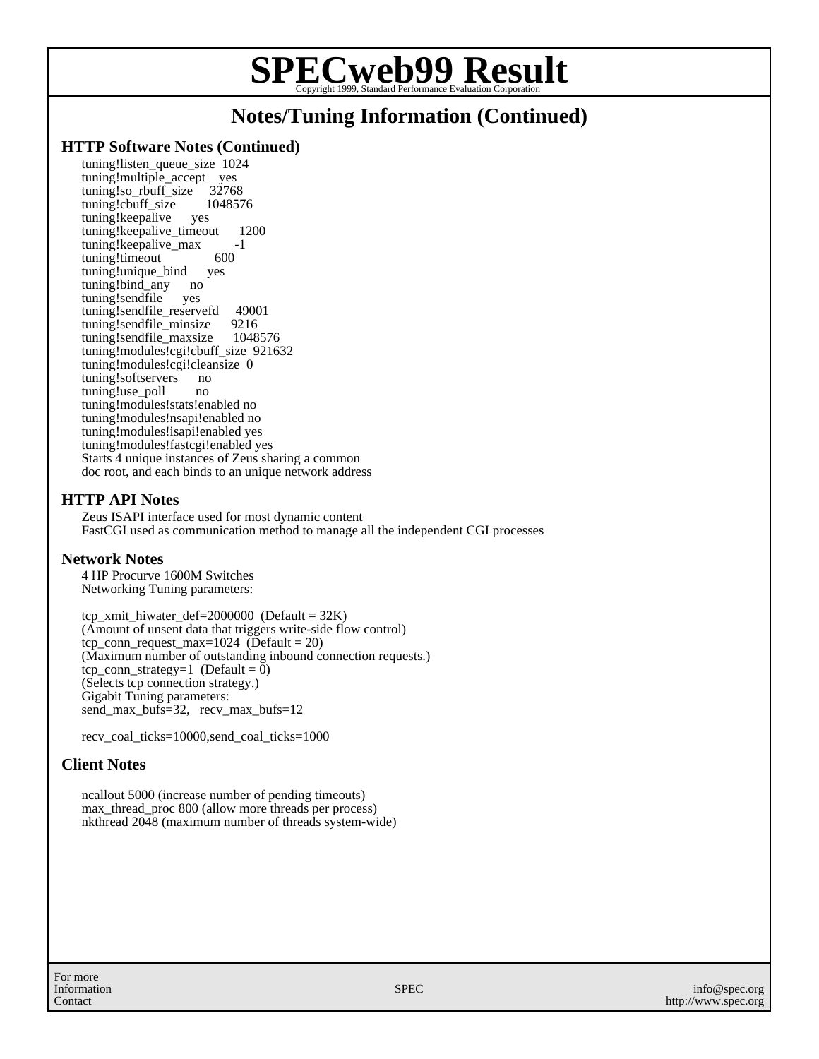# SPECweb99 Result

## Notes/Tuning Information (Continued)

### HTTP Software Notes (Continued)

tuning!listen_queue_size 1024
tuning!multiple_accept yes
tuning!so_rbuff_size 32768
tuning!cbuff_size 1048576
tuning!keepalive yes
tuning!keepalive_timeout 1200
tuning!keepalive_max -1
tuning!timeout 600
tuning!unique_bind yes
tuning!bind_any no
tuning!sendfile yes
tuning!sendfile_reservefd 49001
tuning!sendfile_minsize 9216
tuning!sendfile_maxsize 1048576
tuning!modules!cgi!cbuff_size 921632
tuning!modules!cgi!cleansize 0
tuning!softservers no
tuning!use_poll no
tuning!modules!stats!enabled no
tuning!modules!nsapi!enabled no
tuning!modules!isapi!enabled yes
tuning!modules!fastcgi!enabled yes
Starts 4 unique instances of Zeus sharing a common
doc root, and each binds to an unique network address

### HTTP API Notes

Zeus ISAPI interface used for most dynamic content
FastCGI used as communication method to manage all the independent CGI processes

### Network Notes

4 HP Procurve 1600M Switches
Networking Tuning parameters:

tcp_xmit_hiwater_def=2000000 (Default = 32K)
(Amount of unsent data that triggers write-side flow control)
tcp_conn_request_max=1024 (Default = 20)
(Maximum number of outstanding inbound connection requests.)
tcp_conn_strategy=1 (Default = 0)
(Selects tcp connection strategy.)
Gigabit Tuning parameters:
send_max_bufs=32, recv_max_bufs=12

recv_coal_ticks=10000,send_coal_ticks=1000

### Client Notes

ncallout 5000 (increase number of pending timeouts)
max_thread_proc 800 (allow more threads per process)
nkthread 2048 (maximum number of threads system-wide)